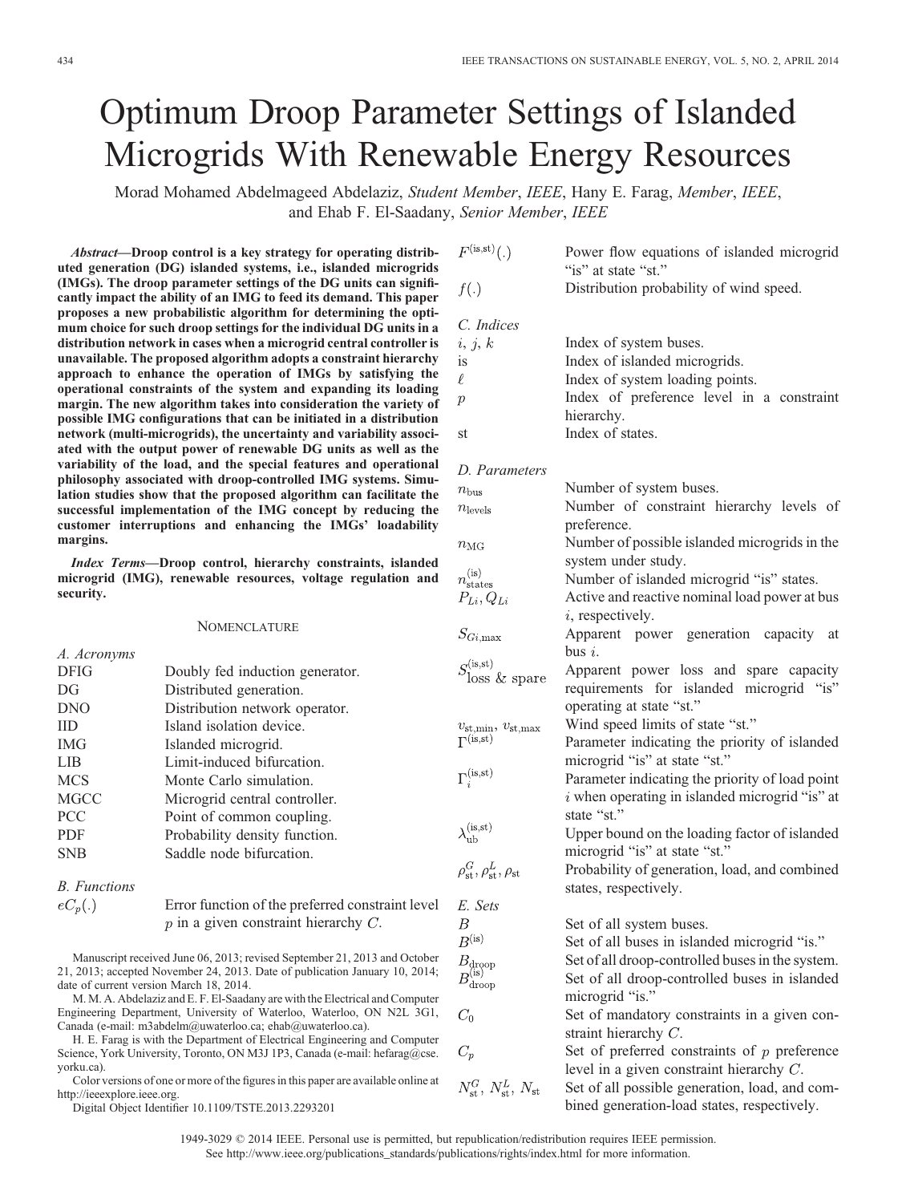# Optimum Droop Parameter Settings of Islanded Microgrids With Renewable Energy Resources

Morad Mohamed Abdelmageed Abdelaziz, *Student Member*, *IEEE*, Hany E. Farag, *Member*, *IEEE*, and Ehab F. El-Saadany, *Senior Member*, *IEEE*

***Abstract*—Droop control is a key strategy for operating distributed generation (DG) islanded systems, i.e., islanded microgrids (IMGs). The droop parameter settings of the DG units can significantly impact the ability of an IMG to feed its demand. This paper proposes a new probabilistic algorithm for determining the optimum choice for such droop settings for the individual DG units in a distribution network in cases when a microgrid central controller is unavailable. The proposed algorithm adopts a constraint hierarchy approach to enhance the operation of IMGs by satisfying the operational constraints of the system and expanding its loading margin. The new algorithm takes into consideration the variety of possible IMG configurations that can be initiated in a distribution network (multi-microgrids), the uncertainty and variability associated with the output power of renewable DG units as well as the variability of the load, and the special features and operational philosophy associated with droop-controlled IMG systems. Simulation studies show that the proposed algorithm can facilitate the successful implementation of the IMG concept by reducing the customer interruptions and enhancing the IMGs' loadability margins.**

***Index Terms*—Droop control, hierarchy constraints, islanded microgrid (IMG), renewable resources, voltage regulation and security.**

## Nomenclature

### *A. Acronyms*

| | |
|---|---|
| DFIG | Doubly fed induction generator. |
| DG | Distributed generation. |
| DNO | Distribution network operator. |
| IID | Island isolation device. |
| IMG | Islanded microgrid. |
| LIB | Limit-induced bifurcation. |
| MCS | Monte Carlo simulation. |
| MGCC | Microgrid central controller. |
| PCC | Point of common coupling. |
| PDF | Probability density function. |
| SNB | Saddle node bifurcation. |

### *B. Functions*

| | |
|---|---|
| $eC_p(.)$ | Error function of the preferred constraint level $p$ in a given constraint hierarchy $C$. |
| $F^{(\text{is,st})}(.)$ | Power flow equations of islanded microgrid "is" at state "st." |
| $f(.)$ | Distribution probability of wind speed. |

### *C. Indices*

| | |
|---|---|
| $i,\ j,\ k$ | Index of system buses. |
| is | Index of islanded microgrids. |
| $\ell$ | Index of system loading points. |
| $p$ | Index of preference level in a constraint hierarchy. |
| st | Index of states. |

### *D. Parameters*

| | |
|---|---|
| $n_{\text{bus}}$ | Number of system buses. |
| $n_{\text{levels}}$ | Number of constraint hierarchy levels of preference. |
| $n_{\text{MG}}$ | Number of possible islanded microgrids in the system under study. |
| $n_{\text{states}}^{(\text{is})}$ | Number of islanded microgrid "is" states. |
| $P_{Li}, Q_{Li}$ | Active and reactive nominal load power at bus $i$, respectively. |
| $S_{Gi,\max}$ | Apparent power generation capacity at bus $i$. |
| $S_{\text{loss \& spare}}^{(\text{is,st})}$ | Apparent power loss and spare capacity requirements for islanded microgrid "is" operating at state "st." |
| $v_{\text{st,min}},\ v_{\text{st,max}}$ | Wind speed limits of state "st." |
| $\Gamma^{(\text{is,st})}$ | Parameter indicating the priority of islanded microgrid "is" at state "st." |
| $\Gamma_i^{(\text{is,st})}$ | Parameter indicating the priority of load point $i$ when operating in islanded microgrid "is" at state "st." |
| $\lambda_{\text{ub}}^{(\text{is,st})}$ | Upper bound on the loading factor of islanded microgrid "is" at state "st." |
| $\rho_{\text{st}}^{G}, \rho_{\text{st}}^{L}, \rho_{\text{st}}$ | Probability of generation, load, and combined states, respectively. |

### *E. Sets*

| | |
|---|---|
| $B$ | Set of all system buses. |
| $B^{(\text{is})}$ | Set of all buses in islanded microgrid "is." |
| $B_{\text{droop}}$ | Set of all droop-controlled buses in the system. |
| $B_{\text{droop}}^{(\text{is})}$ | Set of all droop-controlled buses in islanded microgrid "is." |
| $C_0$ | Set of mandatory constraints in a given constraint hierarchy $C$. |
| $C_p$ | Set of preferred constraints of $p$ preference level in a given constraint hierarchy $C$. |
| $N_{\text{st}}^{G},\ N_{\text{st}}^{L},\ N_{\text{st}}$ | Set of all possible generation, load, and combined generation-load states, respectively. |

Manuscript received June 06, 2013; revised September 21, 2013 and October 21, 2013; accepted November 24, 2013. Date of publication January 10, 2014; date of current version March 18, 2014.

M. M. A. Abdelaziz and E. F. El-Saadany are with the Electrical and Computer Engineering Department, University of Waterloo, Waterloo, ON N2L 3G1, Canada (e-mail: m3abdelm@uwaterloo.ca; ehab@uwaterloo.ca).

H. E. Farag is with the Department of Electrical Engineering and Computer Science, York University, Toronto, ON M3J 1P3, Canada (e-mail: hefarag@cse.yorku.ca).

Color versions of one or more of the figures in this paper are available online at http://ieeexplore.ieee.org.

Digital Object Identifier 10.1109/TSTE.2013.2293201

1949-3029 © 2014 IEEE. Personal use is permitted, but republication/redistribution requires IEEE permission. See http://www.ieee.org/publications_standards/publications/rights/index.html for more information.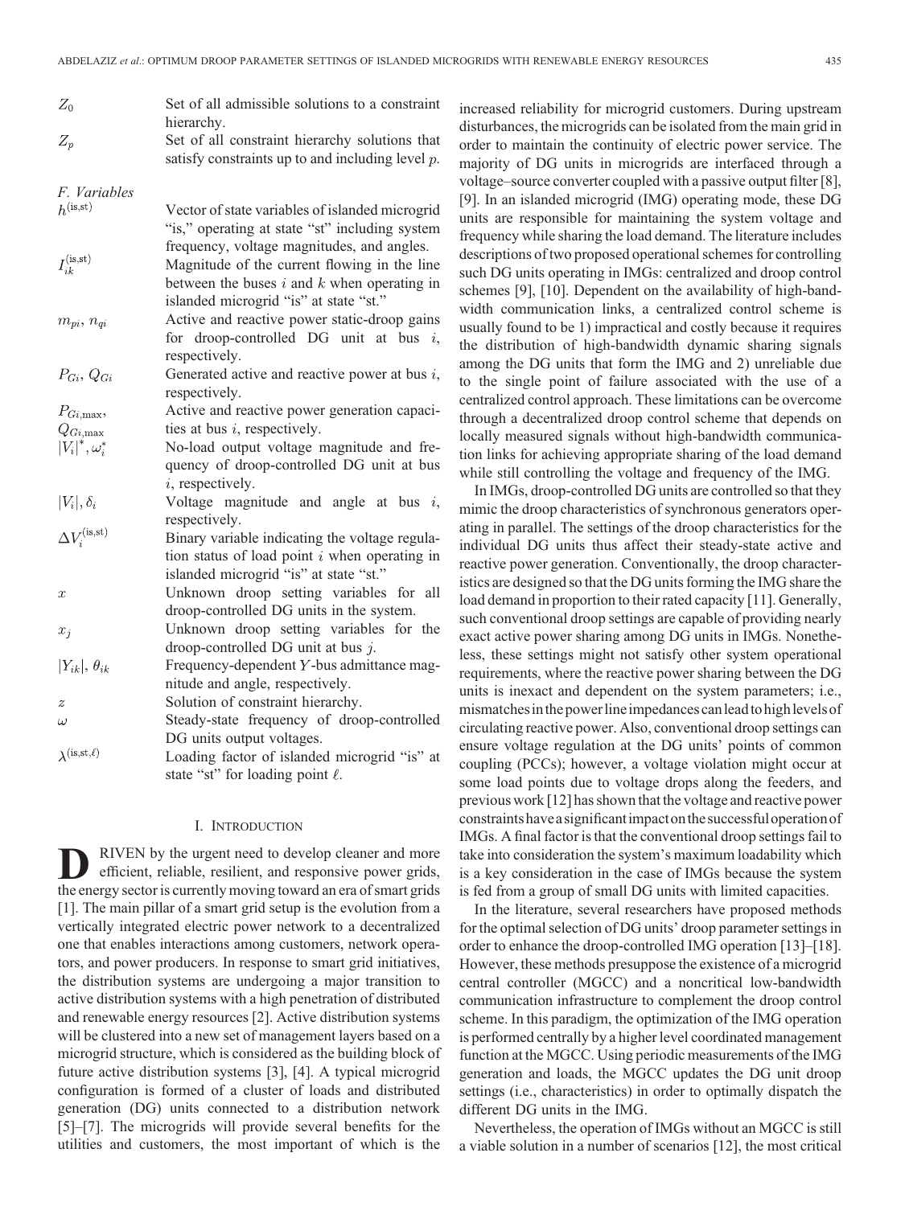| | |
|---|---|
| $Z_0$ | Set of all admissible solutions to a constraint hierarchy. |
| $Z_p$ | Set of all constraint hierarchy solutions that satisfy constraints up to and including level $p$. |

*F. Variables*

| | |
|---|---|
| $h^{(\text{is,st})}$ | Vector of state variables of islanded microgrid "is," operating at state "st" including system frequency, voltage magnitudes, and angles. |
| $I_{ik}^{(\text{is,st})}$ | Magnitude of the current flowing in the line between the buses $i$ and $k$ when operating in islanded microgrid "is" at state "st." |
| $m_{pi}$, $n_{qi}$ | Active and reactive power static-droop gains for droop-controlled DG unit at bus $i$, respectively. |
| $P_{Gi}$, $Q_{Gi}$ | Generated active and reactive power at bus $i$, respectively. |
| $P_{Gi,\max}$, $Q_{Gi,\max}$ | Active and reactive power generation capacities at bus $i$, respectively. |
| $\|V_i\|^*$, $\omega_i^*$ | No-load output voltage magnitude and frequency of droop-controlled DG unit at bus $i$, respectively. |
| $\|V_i\|$, $\delta_i$ | Voltage magnitude and angle at bus $i$, respectively. |
| $\Delta V_i^{(\text{is,st})}$ | Binary variable indicating the voltage regulation status of load point $i$ when operating in islanded microgrid "is" at state "st." |
| $x$ | Unknown droop setting variables for all droop-controlled DG units in the system. |
| $x_j$ | Unknown droop setting variables for the droop-controlled DG unit at bus $j$. |
| $\|Y_{ik}\|$, $\theta_{ik}$ | Frequency-dependent $Y$-bus admittance magnitude and angle, respectively. |
| $z$ | Solution of constraint hierarchy. |
| $\omega$ | Steady-state frequency of droop-controlled DG units output voltages. |
| $\lambda^{(\text{is,st},\ell)}$ | Loading factor of islanded microgrid "is" at state "st" for loading point $\ell$. |

## I. Introduction

Driven by the urgent need to develop cleaner and more efficient, reliable, resilient, and responsive power grids, the energy sector is currently moving toward an era of smart grids [1]. The main pillar of a smart grid setup is the evolution from a vertically integrated electric power network to a decentralized one that enables interactions among customers, network operators, and power producers. In response to smart grid initiatives, the distribution systems are undergoing a major transition to active distribution systems with a high penetration of distributed and renewable energy resources [2]. Active distribution systems will be clustered into a new set of management layers based on a microgrid structure, which is considered as the building block of future active distribution systems [3], [4]. A typical microgrid configuration is formed of a cluster of loads and distributed generation (DG) units connected to a distribution network [5]–[7]. The microgrids will provide several benefits for the utilities and customers, the most important of which is the increased reliability for microgrid customers. During upstream disturbances, the microgrids can be isolated from the main grid in order to maintain the continuity of electric power service. The majority of DG units in microgrids are interfaced through a voltage–source converter coupled with a passive output filter [8], [9]. In an islanded microgrid (IMG) operating mode, these DG units are responsible for maintaining the system voltage and frequency while sharing the load demand. The literature includes descriptions of two proposed operational schemes for controlling such DG units operating in IMGs: centralized and droop control schemes [9], [10]. Dependent on the availability of high-bandwidth communication links, a centralized control scheme is usually found to be 1) impractical and costly because it requires the distribution of high-bandwidth dynamic sharing signals among the DG units that form the IMG and 2) unreliable due to the single point of failure associated with the use of a centralized control approach. These limitations can be overcome through a decentralized droop control scheme that depends on locally measured signals without high-bandwidth communication links for achieving appropriate sharing of the load demand while still controlling the voltage and frequency of the IMG.

In IMGs, droop-controlled DG units are controlled so that they mimic the droop characteristics of synchronous generators operating in parallel. The settings of the droop characteristics for the individual DG units thus affect their steady-state active and reactive power generation. Conventionally, the droop characteristics are designed so that the DG units forming the IMG share the load demand in proportion to their rated capacity [11]. Generally, such conventional droop settings are capable of providing nearly exact active power sharing among DG units in IMGs. Nonetheless, these settings might not satisfy other system operational requirements, where the reactive power sharing between the DG units is inexact and dependent on the system parameters; i.e., mismatches in the power line impedances can lead to high levels of circulating reactive power. Also, conventional droop settings can ensure voltage regulation at the DG units' points of common coupling (PCCs); however, a voltage violation might occur at some load points due to voltage drops along the feeders, and previous work [12] has shown that the voltage and reactive power constraints have a significant impact on the successful operation of IMGs. A final factor is that the conventional droop settings fail to take into consideration the system's maximum loadability which is a key consideration in the case of IMGs because the system is fed from a group of small DG units with limited capacities.

In the literature, several researchers have proposed methods for the optimal selection of DG units' droop parameter settings in order to enhance the droop-controlled IMG operation [13]–[18]. However, these methods presuppose the existence of a microgrid central controller (MGCC) and a noncritical low-bandwidth communication infrastructure to complement the droop control scheme. In this paradigm, the optimization of the IMG operation is performed centrally by a higher level coordinated management function at the MGCC. Using periodic measurements of the IMG generation and loads, the MGCC updates the DG unit droop settings (i.e., characteristics) in order to optimally dispatch the different DG units in the IMG.

Nevertheless, the operation of IMGs without an MGCC is still a viable solution in a number of scenarios [12], the most critical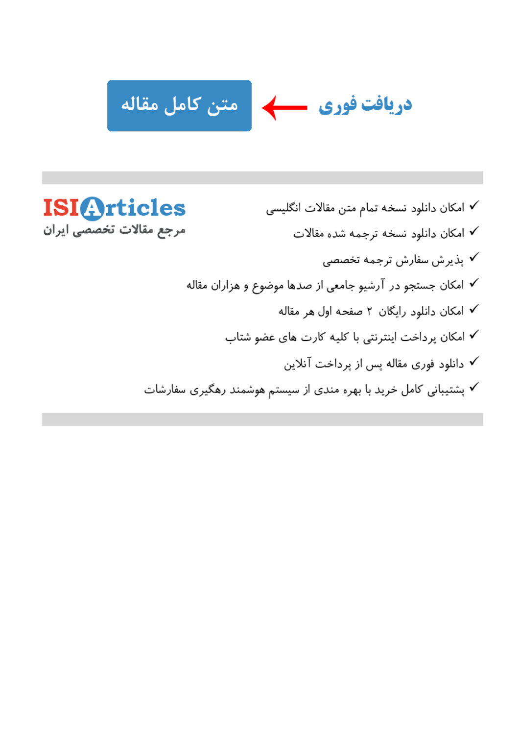**دریافت فوری ← متن کامل مقاله**

---

**ISIArticles**
مرجع مقالات تخصصی ایران

- ✓ امکان دانلود نسخه تمام متن مقالات انگلیسی
- ✓ امکان دانلود نسخه ترجمه شده مقالات
- ✓ پذیرش سفارش ترجمه تخصصی
- ✓ امکان جستجو در آرشیو جامعی از صدها موضوع و هزاران مقاله
- ✓ امکان دانلود رایگان ۲ صفحه اول هر مقاله
- ✓ امکان پرداخت اینترنتی با کلیه کارت های عضو شتاب
- ✓ دانلود فوری مقاله پس از پرداخت آنلاین
- ✓ پشتیبانی کامل خرید با بهره مندی از سیستم هوشمند رهگیری سفارشات

---